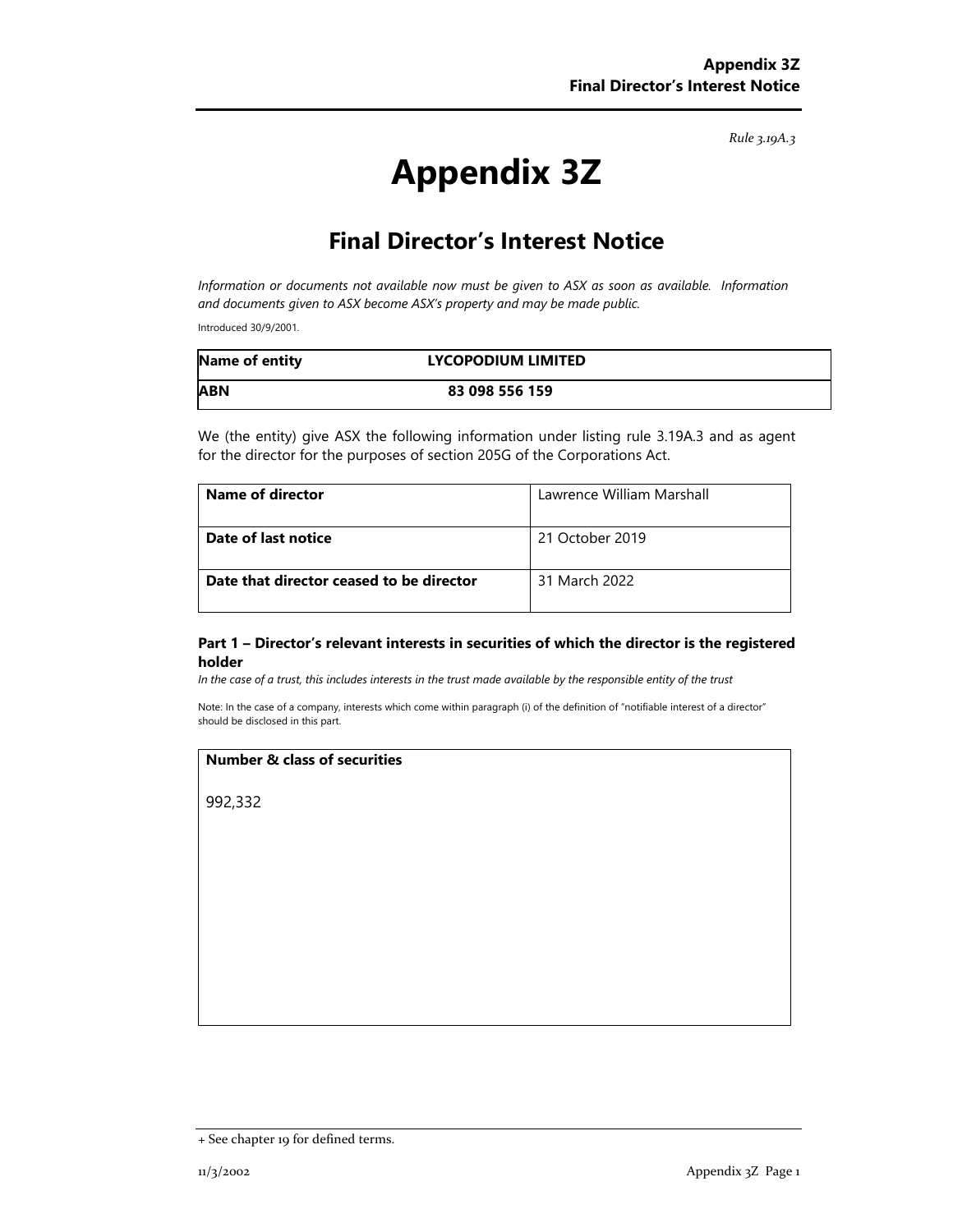*Rule 3.19A.3*

# Appendix 3Z

## Final Director's Interest Notice

*Information or documents not available now must be given to ASX as soon as available. Information and documents given to ASX become ASX's property and may be made public.*

Introduced 30/9/2001.

| **Name of entity** | **LYCOPODIUM LIMITED** |
|---|---|
| **ABN** | **83 098 556 159** |

We (the entity) give ASX the following information under listing rule 3.19A.3 and as agent for the director for the purposes of section 205G of the Corporations Act.

| **Name of director** | Lawrence William Marshall |
|---|---|
| **Date of last notice** | 21 October 2019 |
| **Date that director ceased to be director** | 31 March 2022 |

### Part 1 – Director's relevant interests in securities of which the director is the registered holder

*In the case of a trust, this includes interests in the trust made available by the responsible entity of the trust*

Note: In the case of a company, interests which come within paragraph (i) of the definition of "notifiable interest of a director" should be disclosed in this part.

| **Number & class of securities** |
|---|
| 992,332 |

+ See chapter 19 for defined terms.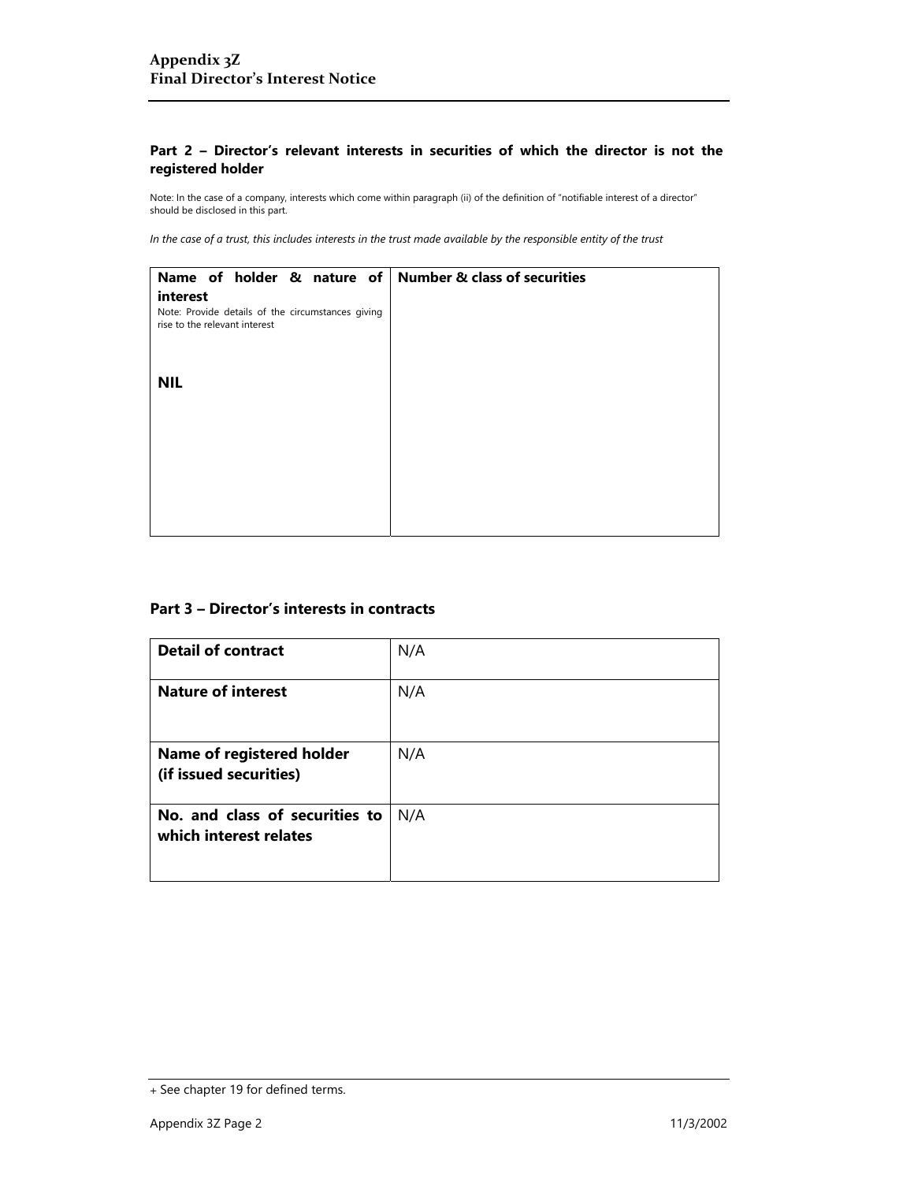## Part 2 – Director's relevant interests in securities of which the director is not the registered holder

Note: In the case of a company, interests which come within paragraph (ii) of the definition of "notifiable interest of a director" should be disclosed in this part.

*In the case of a trust, this includes interests in the trust made available by the responsible entity of the trust*

| **Name of holder & nature of interest**<br>Note: Provide details of the circumstances giving rise to the relevant interest | **Number & class of securities** |
|---|---|
| **NIL** | |

## Part 3 – Director's interests in contracts

| | |
|---|---|
| **Detail of contract** | N/A |
| **Nature of interest** | N/A |
| **Name of registered holder (if issued securities)** | N/A |
| **No. and class of securities to which interest relates** | N/A |

+ See chapter 19 for defined terms.